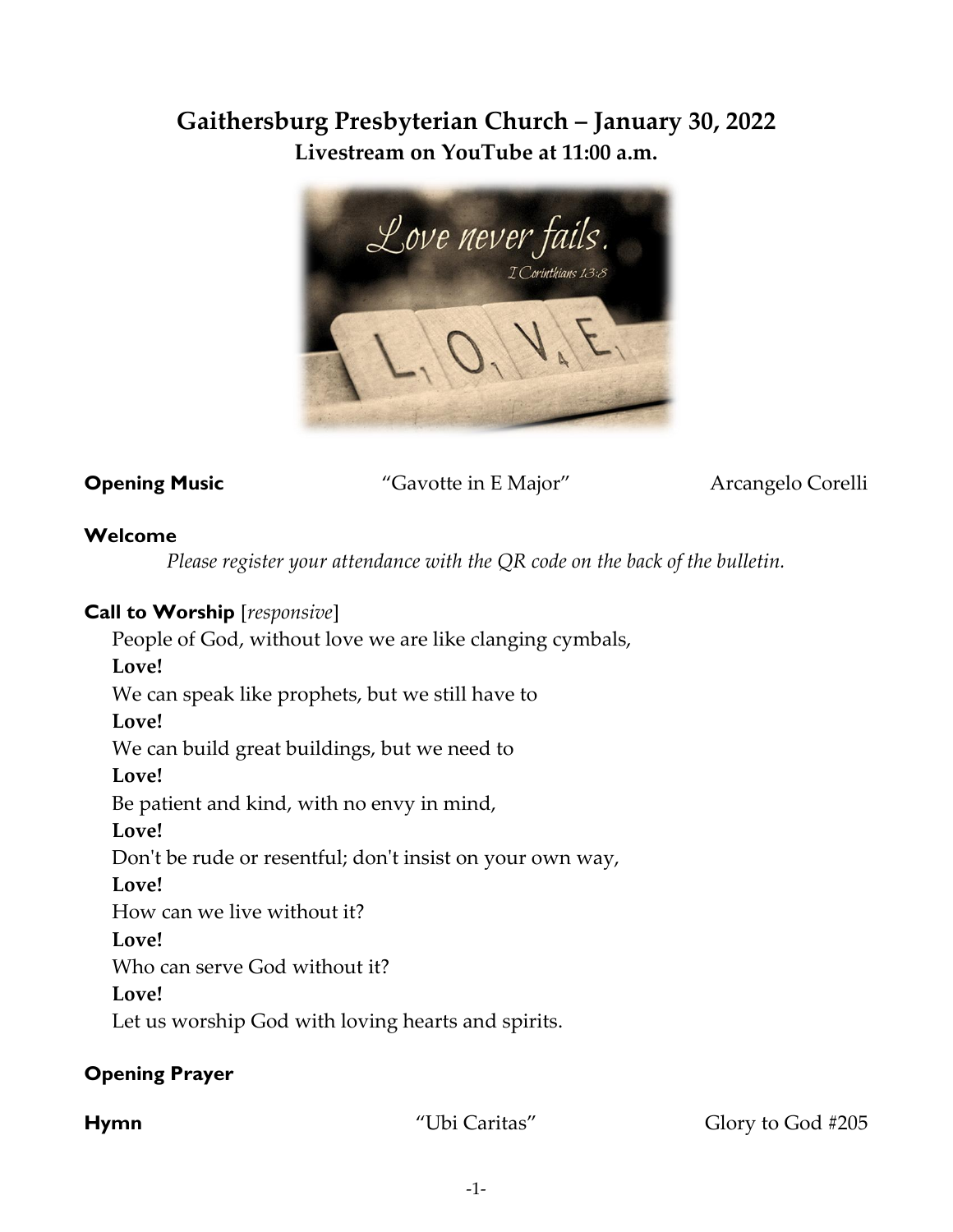# Gaithersburg Presbyterian Church – January 30, 2022

**Livestream on YouTube at 11:00 a.m.**

**Opening Music** "Gavotte in E Major" Arcangelo Corelli

**Welcome**

*Please register your attendance with the QR code on the back of the bulletin.*

**Call to Worship** [*responsive*]

People of God, without love we are like clanging cymbals,
**Love!**
We can speak like prophets, but we still have to
**Love!**
We can build great buildings, but we need to
**Love!**
Be patient and kind, with no envy in mind,
**Love!**
Don't be rude or resentful; don't insist on your own way,
**Love!**
How can we live without it?
**Love!**
Who can serve God without it?
**Love!**
Let us worship God with loving hearts and spirits.

**Opening Prayer**

**Hymn** "Ubi Caritas" Glory to God #205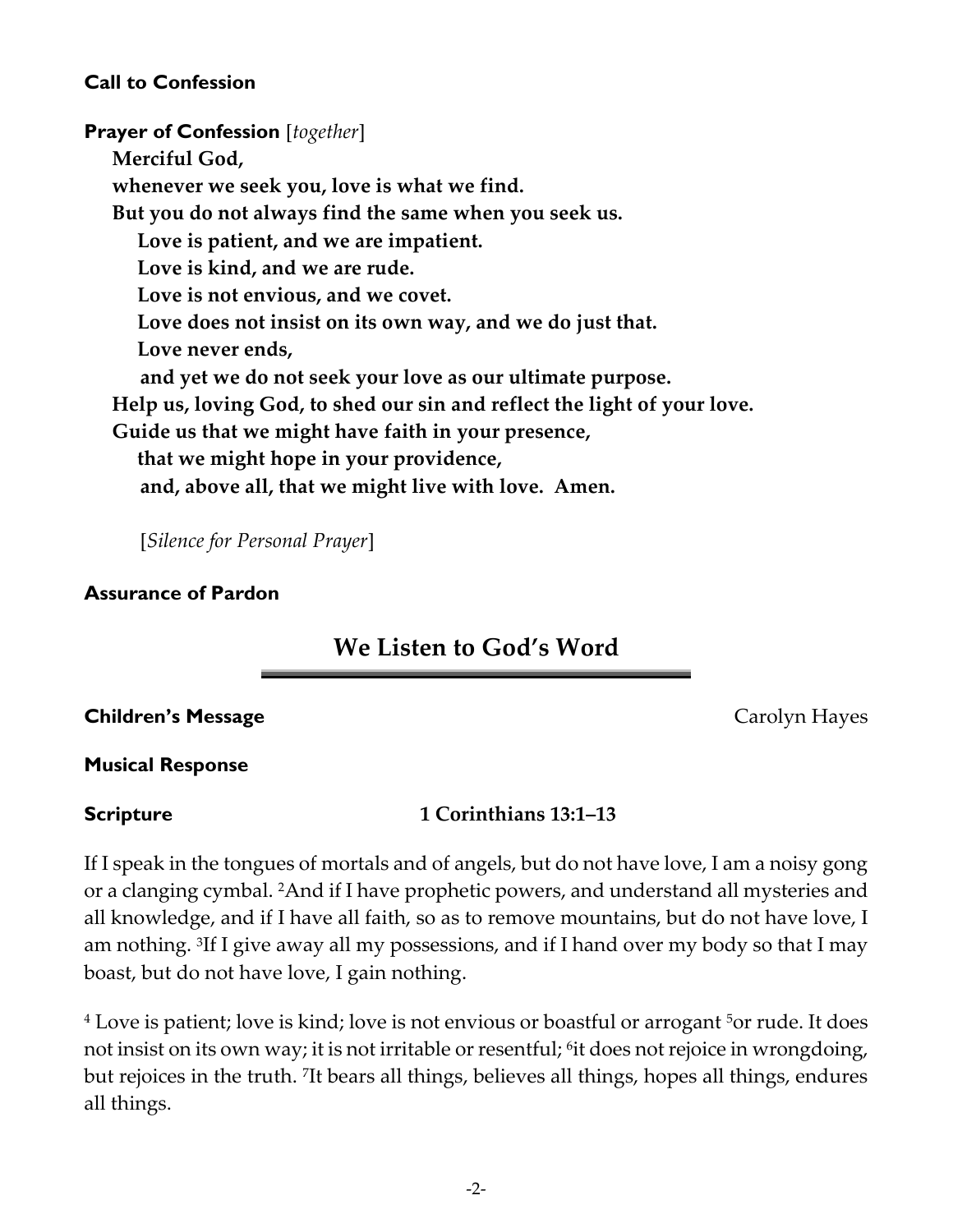**Call to Confession**

**Prayer of Confession** [*together*]

**Merciful God,**
**whenever we seek you, love is what we find.**
**But you do not always find the same when you seek us.**
**Love is patient, and we are impatient.**
**Love is kind, and we are rude.**
**Love is not envious, and we covet.**
**Love does not insist on its own way, and we do just that.**
**Love never ends,**
**and yet we do not seek your love as our ultimate purpose.**
**Help us, loving God, to shed our sin and reflect the light of your love.**
**Guide us that we might have faith in your presence,**
**that we might hope in your providence,**
**and, above all, that we might live with love. Amen.**

[*Silence for Personal Prayer*]

**Assurance of Pardon**

## We Listen to God's Word

**Children's Message** Carolyn Hayes

**Musical Response**

**Scripture** **1 Corinthians 13:1–13**

If I speak in the tongues of mortals and of angels, but do not have love, I am a noisy gong or a clanging cymbal. [2]And if I have prophetic powers, and understand all mysteries and all knowledge, and if I have all faith, so as to remove mountains, but do not have love, I am nothing. [3]If I give away all my possessions, and if I hand over my body so that I may boast, but do not have love, I gain nothing.

[4] Love is patient; love is kind; love is not envious or boastful or arrogant [5]or rude. It does not insist on its own way; it is not irritable or resentful; [6]it does not rejoice in wrongdoing, but rejoices in the truth. [7]It bears all things, believes all things, hopes all things, endures all things.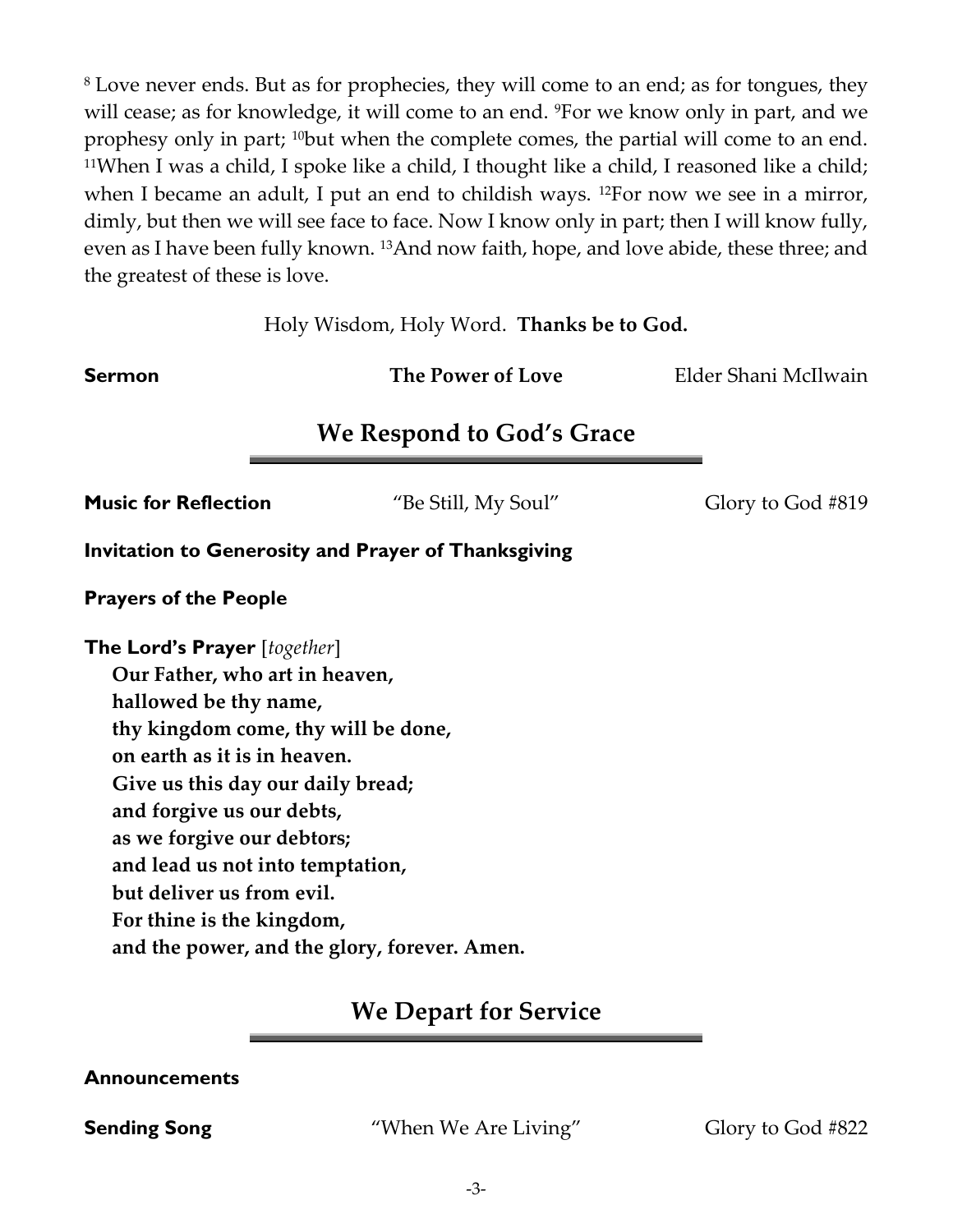[8] Love never ends. But as for prophecies, they will come to an end; as for tongues, they will cease; as for knowledge, it will come to an end. [9]For we know only in part, and we prophesy only in part; [10]but when the complete comes, the partial will come to an end. [11]When I was a child, I spoke like a child, I thought like a child, I reasoned like a child; when I became an adult, I put an end to childish ways. [12]For now we see in a mirror, dimly, but then we will see face to face. Now I know only in part; then I will know fully, even as I have been fully known. [13]And now faith, hope, and love abide, these three; and the greatest of these is love.

Holy Wisdom, Holy Word. **Thanks be to God.**

**Sermon** — **The Power of Love** — Elder Shani McIlwain

## We Respond to God's Grace

**Music for Reflection** — "Be Still, My Soul" — Glory to God #819

**Invitation to Generosity and Prayer of Thanksgiving**

**Prayers of the People**

**The Lord's Prayer** [*together*]

**Our Father, who art in heaven,**
**hallowed be thy name,**
**thy kingdom come, thy will be done,**
**on earth as it is in heaven.**
**Give us this day our daily bread;**
**and forgive us our debts,**
**as we forgive our debtors;**
**and lead us not into temptation,**
**but deliver us from evil.**
**For thine is the kingdom,**
**and the power, and the glory, forever. Amen.**

## We Depart for Service

**Announcements**

**Sending Song** — "When We Are Living" — Glory to God #822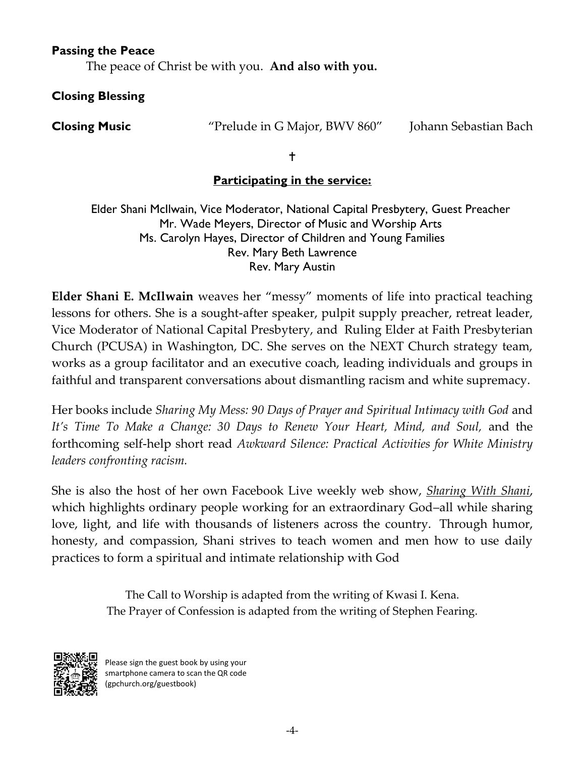**Passing the Peace**

The peace of Christ be with you. **And also with you.**

**Closing Blessing**

**Closing Music** “Prelude in G Major, BWV 860” Johann Sebastian Bach

†

**Participating in the service:**

Elder Shani McIlwain, Vice Moderator, National Capital Presbytery, Guest Preacher
Mr. Wade Meyers, Director of Music and Worship Arts
Ms. Carolyn Hayes, Director of Children and Young Families
Rev. Mary Beth Lawrence
Rev. Mary Austin

**Elder Shani E. McIlwain** weaves her “messy” moments of life into practical teaching lessons for others. She is a sought-after speaker, pulpit supply preacher, retreat leader, Vice Moderator of National Capital Presbytery, and Ruling Elder at Faith Presbyterian Church (PCUSA) in Washington, DC. She serves on the NEXT Church strategy team, works as a group facilitator and an executive coach, leading individuals and groups in faithful and transparent conversations about dismantling racism and white supremacy.

Her books include *Sharing My Mess: 90 Days of Prayer and Spiritual Intimacy with God* and *It’s Time To Make a Change: 30 Days to Renew Your Heart, Mind, and Soul,* and the forthcoming self-help short read *Awkward Silence: Practical Activities for White Ministry leaders confronting racism.*

She is also the host of her own Facebook Live weekly web show, *Sharing With Shani*, which highlights ordinary people working for an extraordinary God–all while sharing love, light, and life with thousands of listeners across the country. Through humor, honesty, and compassion, Shani strives to teach women and men how to use daily practices to form a spiritual and intimate relationship with God

The Call to Worship is adapted from the writing of Kwasi I. Kena.
The Prayer of Confession is adapted from the writing of Stephen Fearing.

Please sign the guest book by using your smartphone camera to scan the QR code (gpchurch.org/guestbook)